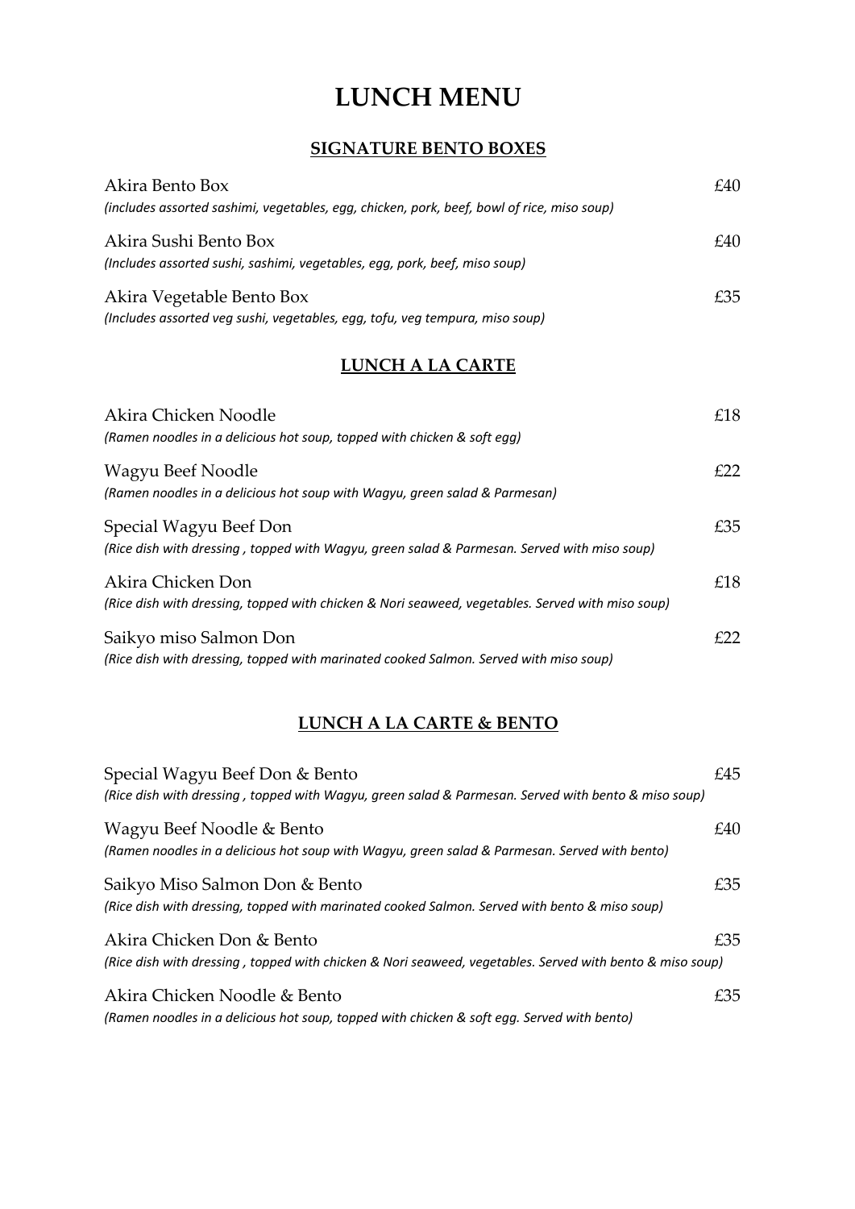# LUNCH MENU

## SIGNATURE BENTO BOXES

Akira Bento Box £40
*(includes assorted sashimi, vegetables, egg, chicken, pork, beef, bowl of rice, miso soup)*

Akira Sushi Bento Box £40
*(Includes assorted sushi, sashimi, vegetables, egg, pork, beef, miso soup)*

Akira Vegetable Bento Box £35
*(Includes assorted veg sushi, vegetables, egg, tofu, veg tempura, miso soup)*

## LUNCH A LA CARTE

Akira Chicken Noodle £18
*(Ramen noodles in a delicious hot soup, topped with chicken & soft egg)*

Wagyu Beef Noodle £22
*(Ramen noodles in a delicious hot soup with Wagyu, green salad & Parmesan)*

Special Wagyu Beef Don £35
*(Rice dish with dressing , topped with Wagyu, green salad & Parmesan. Served with miso soup)*

Akira Chicken Don £18
*(Rice dish with dressing, topped with chicken & Nori seaweed, vegetables. Served with miso soup)*

Saikyo miso Salmon Don £22
*(Rice dish with dressing, topped with marinated cooked Salmon. Served with miso soup)*

## LUNCH A LA CARTE & BENTO

Special Wagyu Beef Don & Bento £45
*(Rice dish with dressing , topped with Wagyu, green salad & Parmesan. Served with bento & miso soup)*

Wagyu Beef Noodle & Bento £40
*(Ramen noodles in a delicious hot soup with Wagyu, green salad & Parmesan. Served with bento)*

Saikyo Miso Salmon Don & Bento £35
*(Rice dish with dressing, topped with marinated cooked Salmon. Served with bento & miso soup)*

Akira Chicken Don & Bento £35
*(Rice dish with dressing , topped with chicken & Nori seaweed, vegetables. Served with bento & miso soup)*

Akira Chicken Noodle & Bento £35
*(Ramen noodles in a delicious hot soup, topped with chicken & soft egg. Served with bento)*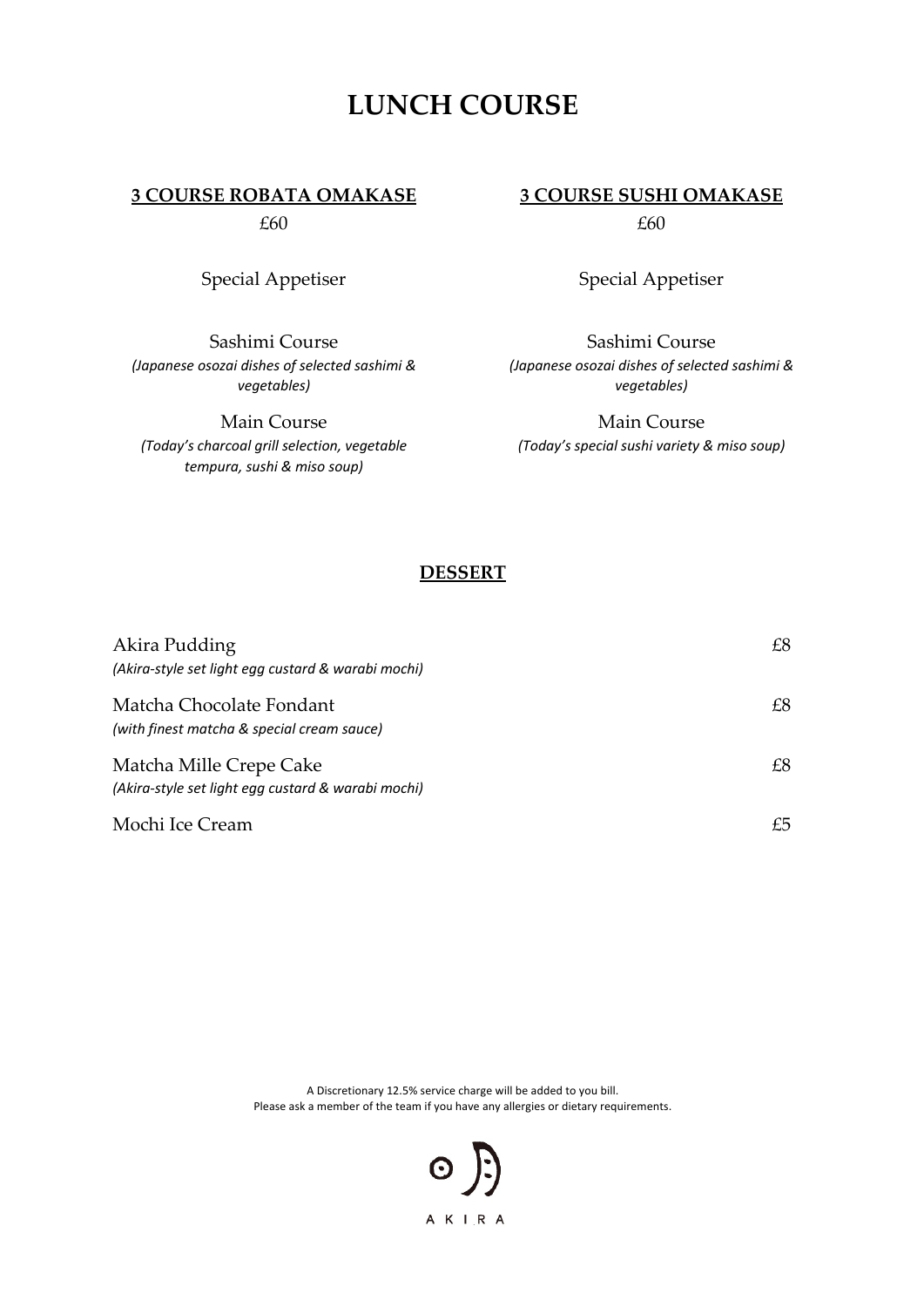# LUNCH COURSE

## 3 COURSE ROBATA OMAKASE

£60

Special Appetiser

Sashimi Course

*(Japanese osozai dishes of selected sashimi & vegetables)*

Main Course

*(Today's charcoal grill selection, vegetable tempura, sushi & miso soup)*

## 3 COURSE SUSHI OMAKASE

£60

Special Appetiser

Sashimi Course

*(Japanese osozai dishes of selected sashimi & vegetables)*

Main Course

*(Today's special sushi variety & miso soup)*

## DESSERT

Akira Pudding — £8

*(Akira-style set light egg custard & warabi mochi)*

Matcha Chocolate Fondant — £8

*(with finest matcha & special cream sauce)*

Matcha Mille Crepe Cake — £8

*(Akira-style set light egg custard & warabi mochi)*

Mochi Ice Cream — £5

A Discretionary 12.5% service charge will be added to you bill.
Please ask a member of the team if you have any allergies or dietary requirements.

AKIRA